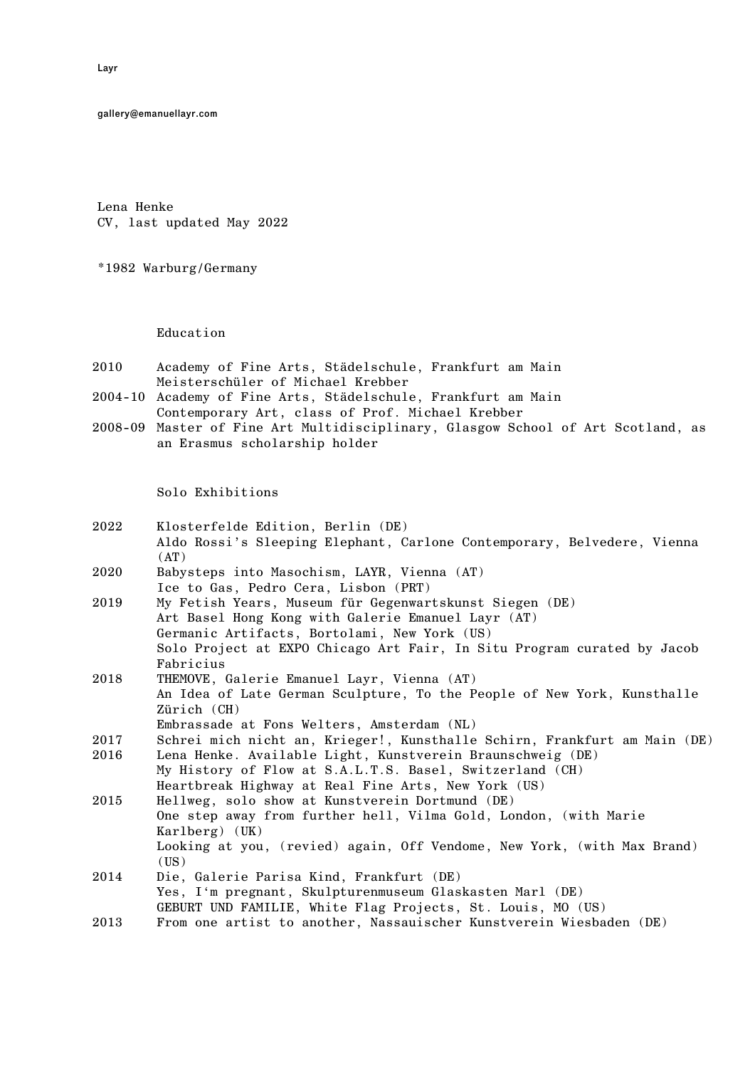Layr

gallery@emanuellayr.com

Lena Henke
CV, last updated May 2022

*1982 Warburg/Germany

## Education

2010 Academy of Fine Arts, Städelschule, Frankfurt am Main
Meisterschüler of Michael Krebber

2004-10 Academy of Fine Arts, Städelschule, Frankfurt am Main
Contemporary Art, class of Prof. Michael Krebber

2008-09 Master of Fine Art Multidisciplinary, Glasgow School of Art Scotland, as an Erasmus scholarship holder

## Solo Exhibitions

2022 Klosterfelde Edition, Berlin (DE)
Aldo Rossi's Sleeping Elephant, Carlone Contemporary, Belvedere, Vienna (AT)

2020 Babysteps into Masochism, LAYR, Vienna (AT)
Ice to Gas, Pedro Cera, Lisbon (PRT)

2019 My Fetish Years, Museum für Gegenwartskunst Siegen (DE)
Art Basel Hong Kong with Galerie Emanuel Layr (AT)
Germanic Artifacts, Bortolami, New York (US)
Solo Project at EXPO Chicago Art Fair, In Situ Program curated by Jacob Fabricius

2018 THEMOVE, Galerie Emanuel Layr, Vienna (AT)
An Idea of Late German Sculpture, To the People of New York, Kunsthalle Zürich (CH)
Embrassade at Fons Welters, Amsterdam (NL)

2017 Schrei mich nicht an, Krieger!, Kunsthalle Schirn, Frankfurt am Main (DE)

2016 Lena Henke. Available Light, Kunstverein Braunschweig (DE)
My History of Flow at S.A.L.T.S. Basel, Switzerland (CH)
Heartbreak Highway at Real Fine Arts, New York (US)

2015 Hellweg, solo show at Kunstverein Dortmund (DE)
One step away from further hell, Vilma Gold, London, (with Marie Karlberg) (UK)
Looking at you, (revied) again, Off Vendome, New York, (with Max Brand) (US)

2014 Die, Galerie Parisa Kind, Frankfurt (DE)
Yes, I'm pregnant, Skulpturenmuseum Glaskasten Marl (DE)
GEBURT UND FAMILIE, White Flag Projects, St. Louis, MO (US)

2013 From one artist to another, Nassauischer Kunstverein Wiesbaden (DE)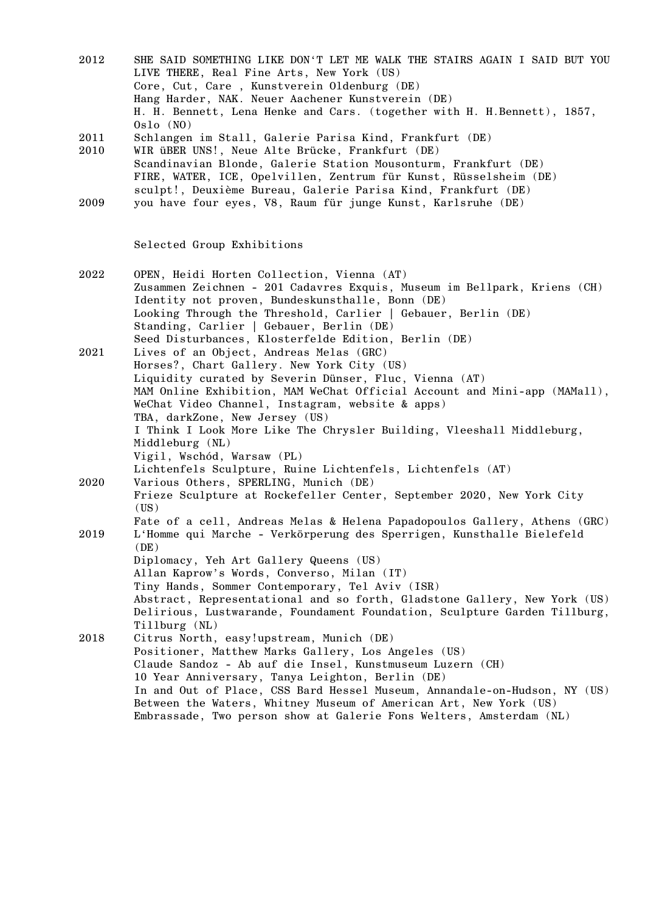2012 SHE SAID SOMETHING LIKE DON'T LET ME WALK THE STAIRS AGAIN I SAID BUT YOU LIVE THERE, Real Fine Arts, New York (US)
Core, Cut, Care , Kunstverein Oldenburg (DE)
Hang Harder, NAK. Neuer Aachener Kunstverein (DE)
H. H. Bennett, Lena Henke and Cars. (together with H. H.Bennett), 1857, Oslo (NO)

2011 Schlangen im Stall, Galerie Parisa Kind, Frankfurt (DE)

2010 WIR üBER UNS!, Neue Alte Brücke, Frankfurt (DE)
Scandinavian Blonde, Galerie Station Mousonturm, Frankfurt (DE)
FIRE, WATER, ICE, Opelvillen, Zentrum für Kunst, Rüsselsheim (DE)
sculpt!, Deuxième Bureau, Galerie Parisa Kind, Frankfurt (DE)

2009 you have four eyes, V8, Raum für junge Kunst, Karlsruhe (DE)

## Selected Group Exhibitions

2022 OPEN, Heidi Horten Collection, Vienna (AT)
Zusammen Zeichnen - 201 Cadavres Exquis, Museum im Bellpark, Kriens (CH)
Identity not proven, Bundeskunsthalle, Bonn (DE)
Looking Through the Threshold, Carlier | Gebauer, Berlin (DE)
Standing, Carlier | Gebauer, Berlin (DE)
Seed Disturbances, Klosterfelde Edition, Berlin (DE)

2021 Lives of an Object, Andreas Melas (GRC)
Horses?, Chart Gallery. New York City (US)
Liquidity curated by Severin Dünser, Fluc, Vienna (AT)
MAM Online Exhibition, MAM WeChat Official Account and Mini-app (MAMall), WeChat Video Channel, Instagram, website & apps)
TBA, darkZone, New Jersey (US)
I Think I Look More Like The Chrysler Building, Vleeshall Middleburg, Middleburg (NL)
Vigil, Wschód, Warsaw (PL)
Lichtenfels Sculpture, Ruine Lichtenfels, Lichtenfels (AT)

2020 Various Others, SPERLING, Munich (DE)
Frieze Sculpture at Rockefeller Center, September 2020, New York City (US)
Fate of a cell, Andreas Melas & Helena Papadopoulos Gallery, Athens (GRC)

2019 L'Homme qui Marche - Verkörperung des Sperrigen, Kunsthalle Bielefeld (DE)
Diplomacy, Yeh Art Gallery Queens (US)
Allan Kaprow's Words, Converso, Milan (IT)
Tiny Hands, Sommer Contemporary, Tel Aviv (ISR)
Abstract, Representational and so forth, Gladstone Gallery, New York (US)
Delirious, Lustwarande, Foundament Foundation, Sculpture Garden Tillburg, Tillburg (NL)

2018 Citrus North, easy!upstream, Munich (DE)
Positioner, Matthew Marks Gallery, Los Angeles (US)
Claude Sandoz - Ab auf die Insel, Kunstmuseum Luzern (CH)
10 Year Anniversary, Tanya Leighton, Berlin (DE)
In and Out of Place, CSS Bard Hessel Museum, Annandale-on-Hudson, NY (US)
Between the Waters, Whitney Museum of American Art, New York (US)
Embrassade, Two person show at Galerie Fons Welters, Amsterdam (NL)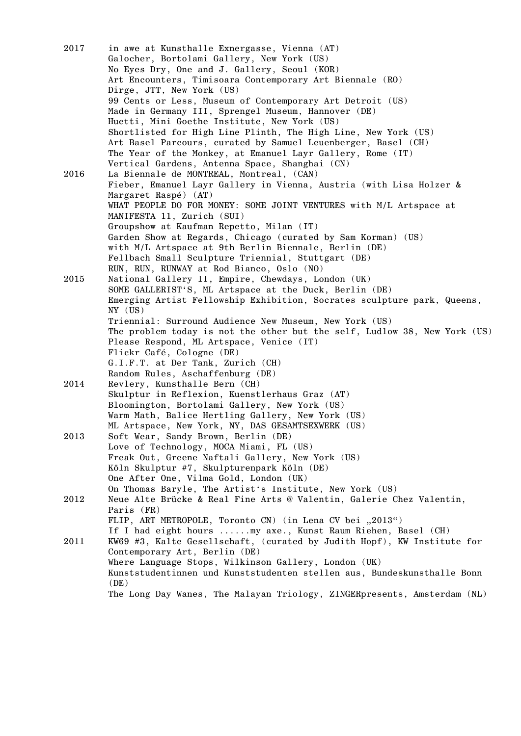2017 in awe at Kunsthalle Exnergasse, Vienna (AT)
Galocher, Bortolami Gallery, New York (US)
No Eyes Dry, One and J. Gallery, Seoul (KOR)
Art Encounters, Timisoara Contemporary Art Biennale (RO)
Dirge, JTT, New York (US)
99 Cents or Less, Museum of Contemporary Art Detroit (US)
Made in Germany III, Sprengel Museum, Hannover (DE)
Huetti, Mini Goethe Institute, New York (US)
Shortlisted for High Line Plinth, The High Line, New York (US)
Art Basel Parcours, curated by Samuel Leuenberger, Basel (CH)
The Year of the Monkey, at Emanuel Layr Gallery, Rome (IT)
Vertical Gardens, Antenna Space, Shanghai (CN)

2016 La Biennale de MONTREAL, Montreal, (CAN)
Fieber, Emanuel Layr Gallery in Vienna, Austria (with Lisa Holzer & Margaret Raspé) (AT)
WHAT PEOPLE DO FOR MONEY: SOME JOINT VENTURES with M/L Artspace at MANIFESTA 11, Zurich (SUI)
Groupshow at Kaufman Repetto, Milan (IT)
Garden Show at Regards, Chicago (curated by Sam Korman) (US)
with M/L Artspace at 9th Berlin Biennale, Berlin (DE)
Fellbach Small Sculpture Triennial, Stuttgart (DE)
RUN, RUN, RUNWAY at Rod Bianco, Oslo (NO)

2015 National Gallery II, Empire, Chewdays, London (UK)
SOME GALLERIST'S, ML Artspace at the Duck, Berlin (DE)
Emerging Artist Fellowship Exhibition, Socrates sculpture park, Queens, NY (US)
Triennial: Surround Audience New Museum, New York (US)
The problem today is not the other but the self, Ludlow 38, New York (US)
Please Respond, ML Artspace, Venice (IT)
Flickr Café, Cologne (DE)
G.I.F.T. at Der Tank, Zurich (CH)
Random Rules, Aschaffenburg (DE)

2014 Revlery, Kunsthalle Bern (CH)
Skulptur in Reflexion, Kuenstlerhaus Graz (AT)
Bloomington, Bortolami Gallery, New York (US)
Warm Math, Balice Hertling Gallery, New York (US)
ML Artspace, New York, NY, DAS GESAMTSEXWERK (US)

2013 Soft Wear, Sandy Brown, Berlin (DE)
Love of Technology, MOCA Miami, FL (US)
Freak Out, Greene Naftali Gallery, New York (US)
Köln Skulptur #7, Skulpturenpark Köln (DE)
One After One, Vilma Gold, London (UK)
On Thomas Baryle, The Artist's Institute, New York (US)

2012 Neue Alte Brücke & Real Fine Arts @ Valentin, Galerie Chez Valentin, Paris (FR)
FLIP, ART METROPOLE, Toronto CN) (in Lena CV bei „2013")
If I had eight hours ......my axe., Kunst Raum Riehen, Basel (CH)

2011 KW69 #3, Kalte Gesellschaft, (curated by Judith Hopf), KW Institute for Contemporary Art, Berlin (DE)
Where Language Stops, Wilkinson Gallery, London (UK)
Kunststudentinnen und Kunststudenten stellen aus, Bundeskunsthalle Bonn (DE)
The Long Day Wanes, The Malayan Triology, ZINGERpresents, Amsterdam (NL)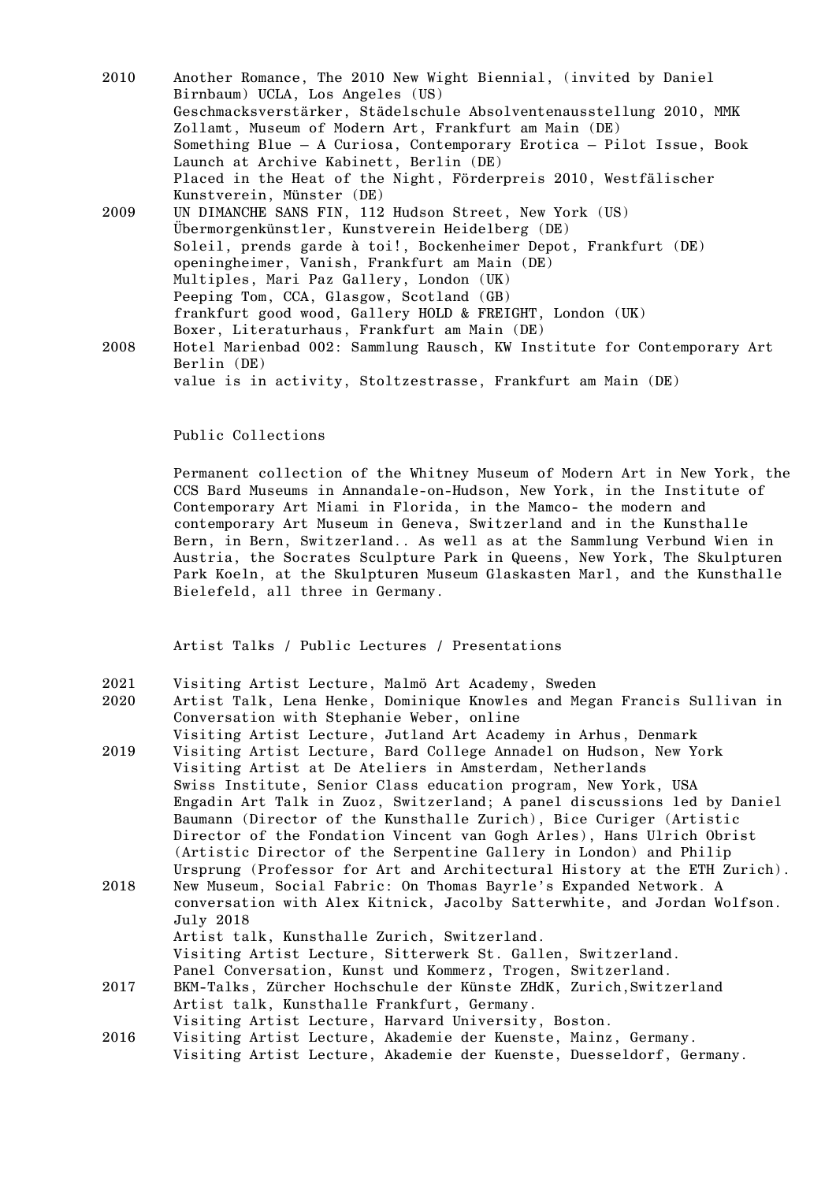2010 Another Romance, The 2010 New Wight Biennial, (invited by Daniel Birnbaum) UCLA, Los Angeles (US)
Geschmacksverstärker, Städelschule Absolventenausstellung 2010, MMK Zollamt, Museum of Modern Art, Frankfurt am Main (DE)
Something Blue – A Curiosa, Contemporary Erotica – Pilot Issue, Book Launch at Archive Kabinett, Berlin (DE)
Placed in the Heat of the Night, Förderpreis 2010, Westfälischer Kunstverein, Münster (DE)

2009 UN DIMANCHE SANS FIN, 112 Hudson Street, New York (US)
Übermorgenkünstler, Kunstverein Heidelberg (DE)
Soleil, prends garde à toi!, Bockenheimer Depot, Frankfurt (DE)
openingheimer, Vanish, Frankfurt am Main (DE)
Multiples, Mari Paz Gallery, London (UK)
Peeping Tom, CCA, Glasgow, Scotland (GB)
frankfurt good wood, Gallery HOLD & FREIGHT, London (UK)
Boxer, Literaturhaus, Frankfurt am Main (DE)

2008 Hotel Marienbad 002: Sammlung Rausch, KW Institute for Contemporary Art Berlin (DE)
value is in activity, Stoltzestrasse, Frankfurt am Main (DE)

## Public Collections

Permanent collection of the Whitney Museum of Modern Art in New York, the CCS Bard Museums in Annandale-on-Hudson, New York, in the Institute of Contemporary Art Miami in Florida, in the Mamco- the modern and contemporary Art Museum in Geneva, Switzerland and in the Kunsthalle Bern, in Bern, Switzerland.. As well as at the Sammlung Verbund Wien in Austria, the Socrates Sculpture Park in Queens, New York, The Skulpturen Park Koeln, at the Skulpturen Museum Glaskasten Marl, and the Kunsthalle Bielefeld, all three in Germany.

## Artist Talks / Public Lectures / Presentations

2021 Visiting Artist Lecture, Malmö Art Academy, Sweden

2020 Artist Talk, Lena Henke, Dominique Knowles and Megan Francis Sullivan in Conversation with Stephanie Weber, online
Visiting Artist Lecture, Jutland Art Academy in Arhus, Denmark

2019 Visiting Artist Lecture, Bard College Annadel on Hudson, New York
Visiting Artist at De Ateliers in Amsterdam, Netherlands
Swiss Institute, Senior Class education program, New York, USA
Engadin Art Talk in Zuoz, Switzerland; A panel discussions led by Daniel Baumann (Director of the Kunsthalle Zurich), Bice Curiger (Artistic Director of the Fondation Vincent van Gogh Arles), Hans Ulrich Obrist (Artistic Director of the Serpentine Gallery in London) and Philip Ursprung (Professor for Art and Architectural History at the ETH Zurich).

2018 New Museum, Social Fabric: On Thomas Bayrle's Expanded Network. A conversation with Alex Kitnick, Jacolby Satterwhite, and Jordan Wolfson. July 2018
Artist talk, Kunsthalle Zurich, Switzerland.
Visiting Artist Lecture, Sitterwerk St. Gallen, Switzerland.
Panel Conversation, Kunst und Kommerz, Trogen, Switzerland.

2017 BKM-Talks, Zürcher Hochschule der Künste ZHdK, Zurich,Switzerland
Artist talk, Kunsthalle Frankfurt, Germany.
Visiting Artist Lecture, Harvard University, Boston.

2016 Visiting Artist Lecture, Akademie der Kuenste, Mainz, Germany.
Visiting Artist Lecture, Akademie der Kuenste, Duesseldorf, Germany.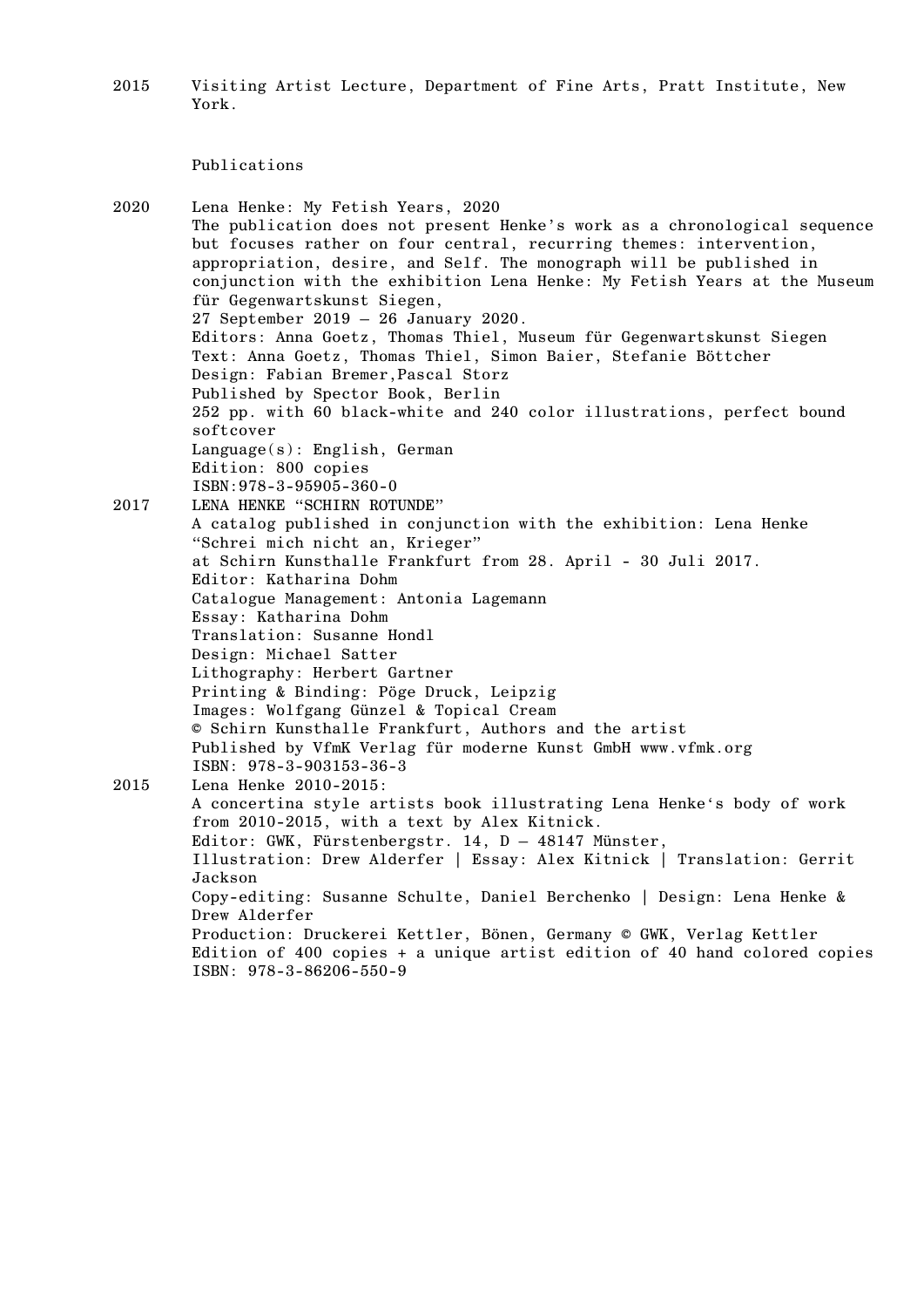2015 Visiting Artist Lecture, Department of Fine Arts, Pratt Institute, New York.

## Publications

2020 Lena Henke: My Fetish Years, 2020
The publication does not present Henke's work as a chronological sequence but focuses rather on four central, recurring themes: intervention, appropriation, desire, and Self. The monograph will be published in conjunction with the exhibition Lena Henke: My Fetish Years at the Museum für Gegenwartskunst Siegen,
27 September 2019 – 26 January 2020.
Editors: Anna Goetz, Thomas Thiel, Museum für Gegenwartskunst Siegen
Text: Anna Goetz, Thomas Thiel, Simon Baier, Stefanie Böttcher
Design: Fabian Bremer,Pascal Storz
Published by Spector Book, Berlin
252 pp. with 60 black-white and 240 color illustrations, perfect bound softcover
Language(s): English, German
Edition: 800 copies
ISBN:978-3-95905-360-0

2017 LENA HENKE "SCHIRN ROTUNDE"
A catalog published in conjunction with the exhibition: Lena Henke "Schrei mich nicht an, Krieger"
at Schirn Kunsthalle Frankfurt from 28. April - 30 Juli 2017.
Editor: Katharina Dohm
Catalogue Management: Antonia Lagemann
Essay: Katharina Dohm
Translation: Susanne Hondl
Design: Michael Satter
Lithography: Herbert Gartner
Printing & Binding: Pöge Druck, Leipzig
Images: Wolfgang Günzel & Topical Cream
© Schirn Kunsthalle Frankfurt, Authors and the artist
Published by VfmK Verlag für moderne Kunst GmbH www.vfmk.org
ISBN: 978-3-903153-36-3

2015 Lena Henke 2010-2015:
A concertina style artists book illustrating Lena Henke's body of work from 2010-2015, with a text by Alex Kitnick.
Editor: GWK, Fürstenbergstr. 14, D – 48147 Münster,
Illustration: Drew Alderfer | Essay: Alex Kitnick | Translation: Gerrit Jackson
Copy-editing: Susanne Schulte, Daniel Berchenko | Design: Lena Henke & Drew Alderfer
Production: Druckerei Kettler, Bönen, Germany © GWK, Verlag Kettler
Edition of 400 copies + a unique artist edition of 40 hand colored copies
ISBN: 978-3-86206-550-9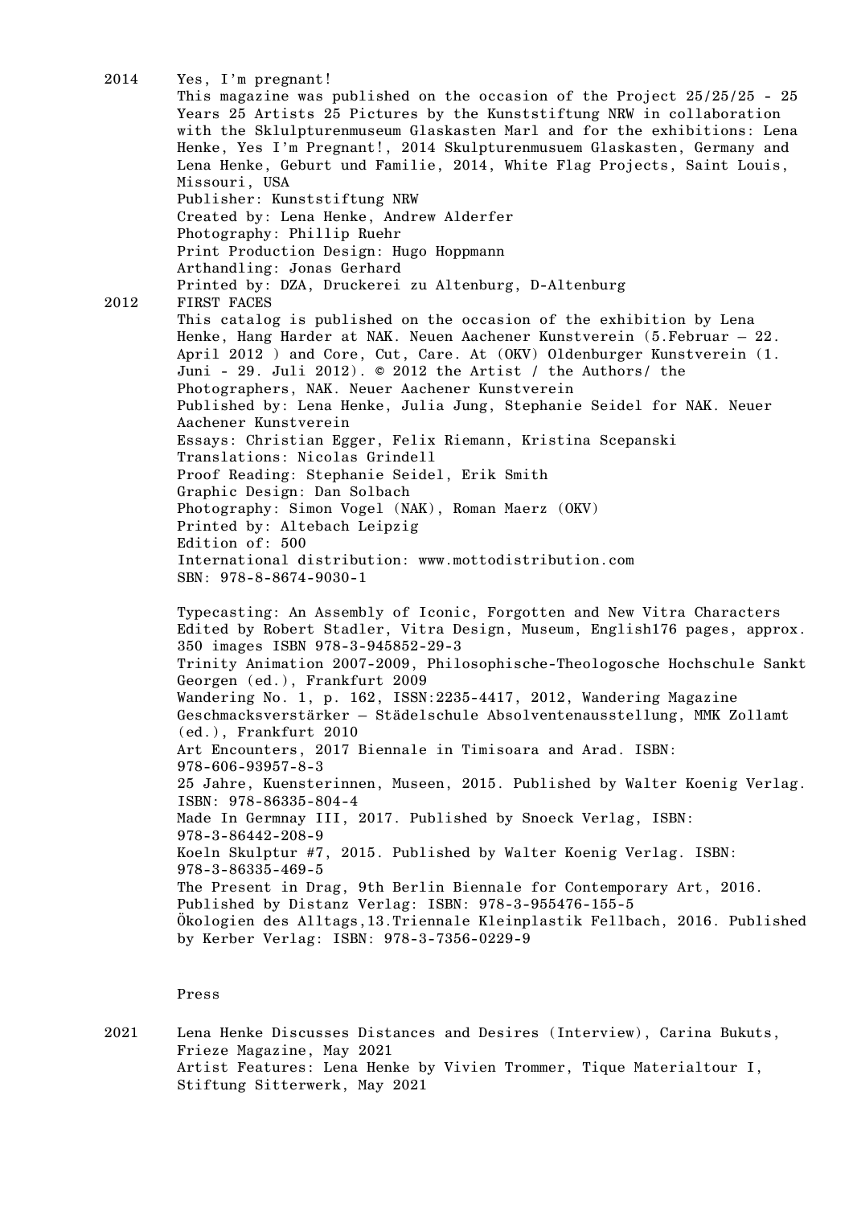2014 Yes, I'm pregnant!
This magazine was published on the occasion of the Project 25/25/25 - 25 Years 25 Artists 25 Pictures by the Kunststiftung NRW in collaboration with the Sklulpturenmuseum Glaskasten Marl and for the exhibitions: Lena Henke, Yes I'm Pregnant!, 2014 Skulpturenmusuem Glaskasten, Germany and Lena Henke, Geburt und Familie, 2014, White Flag Projects, Saint Louis, Missouri, USA
Publisher: Kunststiftung NRW
Created by: Lena Henke, Andrew Alderfer
Photography: Phillip Ruehr
Print Production Design: Hugo Hoppmann
Arthandling: Jonas Gerhard
Printed by: DZA, Druckerei zu Altenburg, D-Altenburg

2012 FIRST FACES
This catalog is published on the occasion of the exhibition by Lena Henke, Hang Harder at NAK. Neuen Aachener Kunstverein (5.Februar – 22. April 2012 ) and Core, Cut, Care. At (OKV) Oldenburger Kunstverein (1. Juni - 29. Juli 2012). © 2012 the Artist / the Authors/ the Photographers, NAK. Neuer Aachener Kunstverein
Published by: Lena Henke, Julia Jung, Stephanie Seidel for NAK. Neuer Aachener Kunstverein
Essays: Christian Egger, Felix Riemann, Kristina Scepanski
Translations: Nicolas Grindell
Proof Reading: Stephanie Seidel, Erik Smith
Graphic Design: Dan Solbach
Photography: Simon Vogel (NAK), Roman Maerz (OKV)
Printed by: Altebach Leipzig
Edition of: 500
International distribution: www.mottodistribution.com
SBN: 978-8-8674-9030-1

Typecasting: An Assembly of Iconic, Forgotten and New Vitra Characters Edited by Robert Stadler, Vitra Design, Museum, English176 pages, approx. 350 images ISBN 978-3-945852-29-3
Trinity Animation 2007-2009, Philosophische-Theologosche Hochschule Sankt Georgen (ed.), Frankfurt 2009
Wandering No. 1, p. 162, ISSN:2235-4417, 2012, Wandering Magazine
Geschmacksverstärker – Städelschule Absolventenausstellung, MMK Zollamt (ed.), Frankfurt 2010
Art Encounters, 2017 Biennale in Timisoara and Arad. ISBN: 978-606-93957-8-3
25 Jahre, Kuensterinnen, Museen, 2015. Published by Walter Koenig Verlag. ISBN: 978-86335-804-4
Made In Germnay III, 2017. Published by Snoeck Verlag, ISBN: 978-3-86442-208-9
Koeln Skulptur #7, 2015. Published by Walter Koenig Verlag. ISBN: 978-3-86335-469-5
The Present in Drag, 9th Berlin Biennale for Contemporary Art, 2016. Published by Distanz Verlag: ISBN: 978-3-955476-155-5
Ökologien des Alltags,13.Triennale Kleinplastik Fellbach, 2016. Published by Kerber Verlag: ISBN: 978-3-7356-0229-9

## Press

2021 Lena Henke Discusses Distances and Desires (Interview), Carina Bukuts, Frieze Magazine, May 2021
Artist Features: Lena Henke by Vivien Trommer, Tique Materialtour I, Stiftung Sitterwerk, May 2021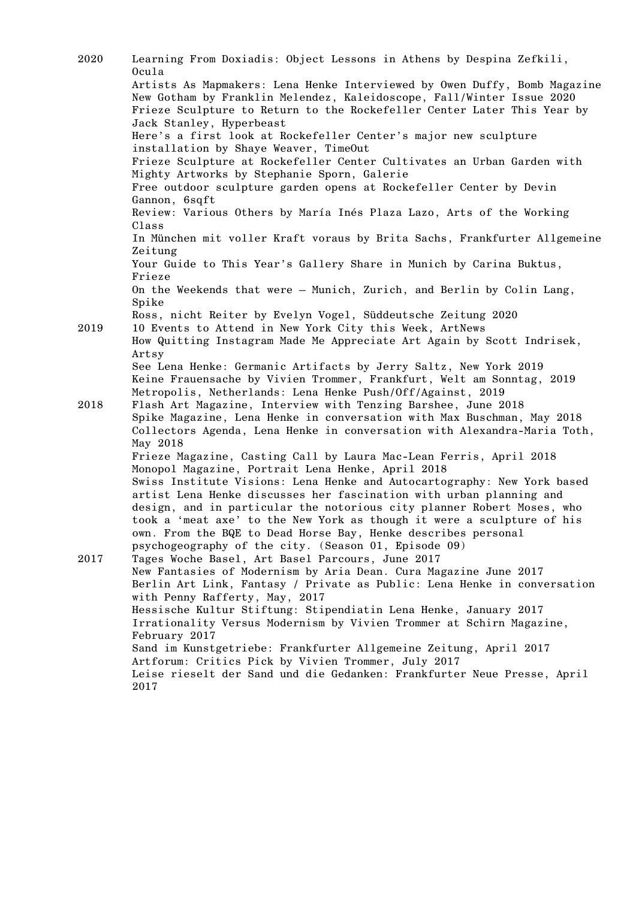2020
Learning From Doxiadis: Object Lessons in Athens by Despina Zefkili, Ocula
Artists As Mapmakers: Lena Henke Interviewed by Owen Duffy, Bomb Magazine
New Gotham by Franklin Melendez, Kaleidoscope, Fall/Winter Issue 2020
Frieze Sculpture to Return to the Rockefeller Center Later This Year by Jack Stanley, Hyperbeast
Here's a first look at Rockefeller Center's major new sculpture installation by Shaye Weaver, TimeOut
Frieze Sculpture at Rockefeller Center Cultivates an Urban Garden with Mighty Artworks by Stephanie Sporn, Galerie
Free outdoor sculpture garden opens at Rockefeller Center by Devin Gannon, 6sqft
Review: Various Others by María Inés Plaza Lazo, Arts of the Working Class
In München mit voller Kraft voraus by Brita Sachs, Frankfurter Allgemeine Zeitung
Your Guide to This Year's Gallery Share in Munich by Carina Buktus, Frieze
On the Weekends that were – Munich, Zurich, and Berlin by Colin Lang, Spike
Ross, nicht Reiter by Evelyn Vogel, Süddeutsche Zeitung 2020

2019
10 Events to Attend in New York City this Week, ArtNews
How Quitting Instagram Made Me Appreciate Art Again by Scott Indrisek, Artsy
See Lena Henke: Germanic Artifacts by Jerry Saltz, New York 2019
Keine Frauensache by Vivien Trommer, Frankfurt, Welt am Sonntag, 2019
Metropolis, Netherlands: Lena Henke Push/Off/Against, 2019

2018
Flash Art Magazine, Interview with Tenzing Barshee, June 2018
Spike Magazine, Lena Henke in conversation with Max Buschman, May 2018
Collectors Agenda, Lena Henke in conversation with Alexandra-Maria Toth, May 2018
Frieze Magazine, Casting Call by Laura Mac-Lean Ferris, April 2018
Monopol Magazine, Portrait Lena Henke, April 2018
Swiss Institute Visions: Lena Henke and Autocartography: New York based artist Lena Henke discusses her fascination with urban planning and design, and in particular the notorious city planner Robert Moses, who took a 'meat axe' to the New York as though it were a sculpture of his own. From the BQE to Dead Horse Bay, Henke describes personal psychogeography of the city. (Season 01, Episode 09)

2017
Tages Woche Basel, Art Basel Parcours, June 2017
New Fantasies of Modernism by Aria Dean. Cura Magazine June 2017
Berlin Art Link, Fantasy / Private as Public: Lena Henke in conversation with Penny Rafferty, May, 2017
Hessische Kultur Stiftung: Stipendiatin Lena Henke, January 2017
Irrationality Versus Modernism by Vivien Trommer at Schirn Magazine, February 2017
Sand im Kunstgetriebe: Frankfurter Allgemeine Zeitung, April 2017
Artforum: Critics Pick by Vivien Trommer, July 2017
Leise rieselt der Sand und die Gedanken: Frankfurter Neue Presse, April 2017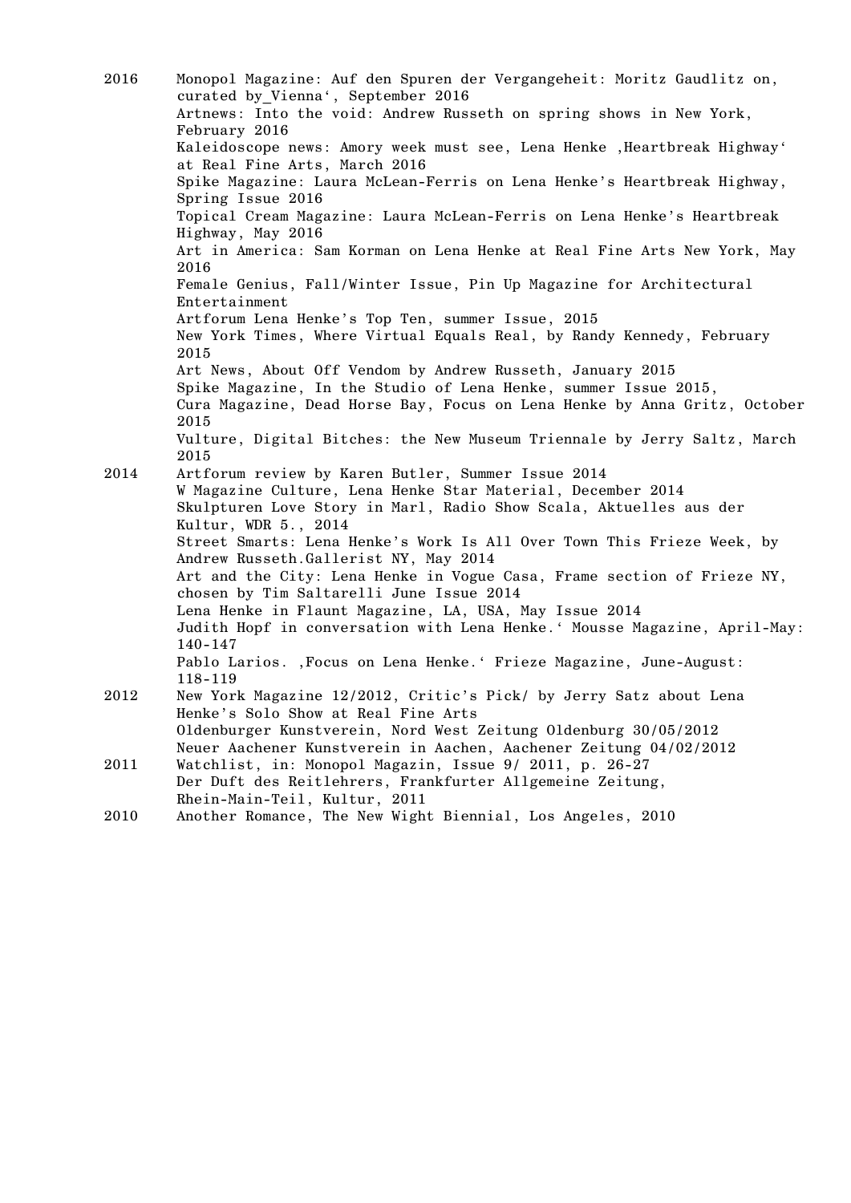2016 Monopol Magazine: Auf den Spuren der Vergangeheit: Moritz Gaudlitz on, curated by_Vienna‘, September 2016
Artnews: Into the void: Andrew Russeth on spring shows in New York, February 2016
Kaleidoscope news: Amory week must see, Lena Henke ‚Heartbreak Highway‘ at Real Fine Arts, March 2016
Spike Magazine: Laura McLean-Ferris on Lena Henke's Heartbreak Highway, Spring Issue 2016
Topical Cream Magazine: Laura McLean-Ferris on Lena Henke's Heartbreak Highway, May 2016
Art in America: Sam Korman on Lena Henke at Real Fine Arts New York, May 2016
Female Genius, Fall/Winter Issue, Pin Up Magazine for Architectural Entertainment
Artforum Lena Henke's Top Ten, summer Issue, 2015
New York Times, Where Virtual Equals Real, by Randy Kennedy, February 2015
Art News, About Off Vendom by Andrew Russeth, January 2015
Spike Magazine, In the Studio of Lena Henke, summer Issue 2015,
Cura Magazine, Dead Horse Bay, Focus on Lena Henke by Anna Gritz, October 2015
Vulture, Digital Bitches: the New Museum Triennale by Jerry Saltz, March 2015

2014 Artforum review by Karen Butler, Summer Issue 2014
W Magazine Culture, Lena Henke Star Material, December 2014
Skulpturen Love Story in Marl, Radio Show Scala, Aktuelles aus der Kultur, WDR 5., 2014
Street Smarts: Lena Henke's Work Is All Over Town This Frieze Week, by Andrew Russeth.Gallerist NY, May 2014
Art and the City: Lena Henke in Vogue Casa, Frame section of Frieze NY, chosen by Tim Saltarelli June Issue 2014
Lena Henke in Flaunt Magazine, LA, USA, May Issue 2014
Judith Hopf in conversation with Lena Henke.‘ Mousse Magazine, April-May: 140-147
Pablo Larios. ‚Focus on Lena Henke.‘ Frieze Magazine, June-August: 118-119

2012 New York Magazine 12/2012, Critic's Pick/ by Jerry Satz about Lena Henke's Solo Show at Real Fine Arts
Oldenburger Kunstverein, Nord West Zeitung Oldenburg 30/05/2012
Neuer Aachener Kunstverein in Aachen, Aachener Zeitung 04/02/2012

2011 Watchlist, in: Monopol Magazin, Issue 9/ 2011, p. 26-27
Der Duft des Reitlehrers, Frankfurter Allgemeine Zeitung, Rhein-Main-Teil, Kultur, 2011

2010 Another Romance, The New Wight Biennial, Los Angeles, 2010